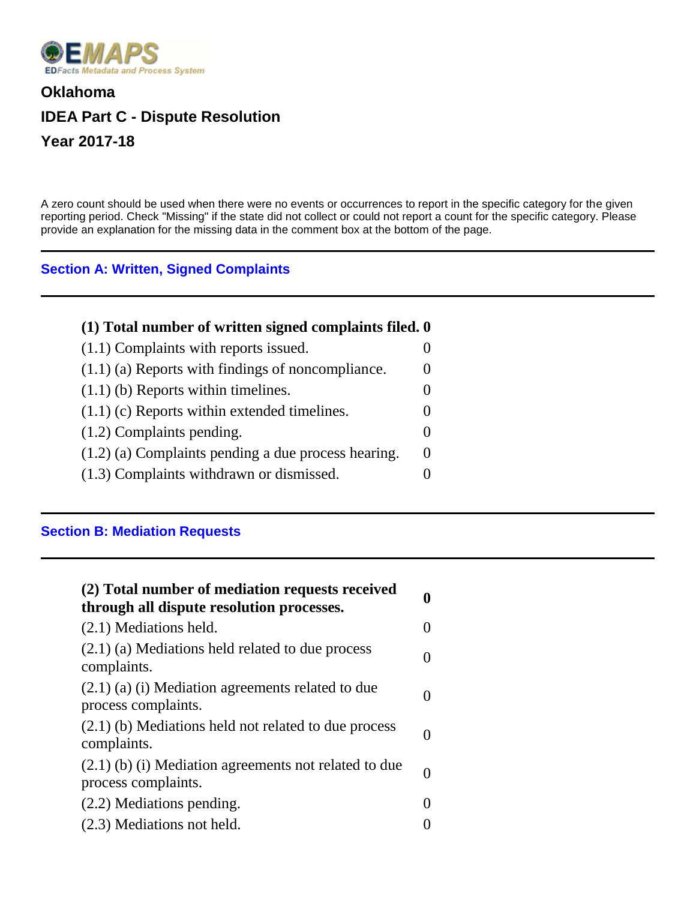EMAPS

EDFacts Metadata and Process System

# Oklahoma

# IDEA Part C - Dispute Resolution

# Year 2017-18

A zero count should be used when there were no events or occurrences to report in the specific category for the given reporting period. Check "Missing" if the state did not collect or could not report a count for the specific category. Please provide an explanation for the missing data in the comment box at the bottom of the page.

## Section A: Written, Signed Complaints

| | |
|---|---|
| **(1) Total number of written signed complaints filed.** | **0** |
| (1.1) Complaints with reports issued. | 0 |
| (1.1) (a) Reports with findings of noncompliance. | 0 |
| (1.1) (b) Reports within timelines. | 0 |
| (1.1) (c) Reports within extended timelines. | 0 |
| (1.2) Complaints pending. | 0 |
| (1.2) (a) Complaints pending a due process hearing. | 0 |
| (1.3) Complaints withdrawn or dismissed. | 0 |

## Section B: Mediation Requests

| | |
|---|---|
| **(2) Total number of mediation requests received through all dispute resolution processes.** | **0** |
| (2.1) Mediations held. | 0 |
| (2.1) (a) Mediations held related to due process complaints. | 0 |
| (2.1) (a) (i) Mediation agreements related to due process complaints. | 0 |
| (2.1) (b) Mediations held not related to due process complaints. | 0 |
| (2.1) (b) (i) Mediation agreements not related to due process complaints. | 0 |
| (2.2) Mediations pending. | 0 |
| (2.3) Mediations not held. | 0 |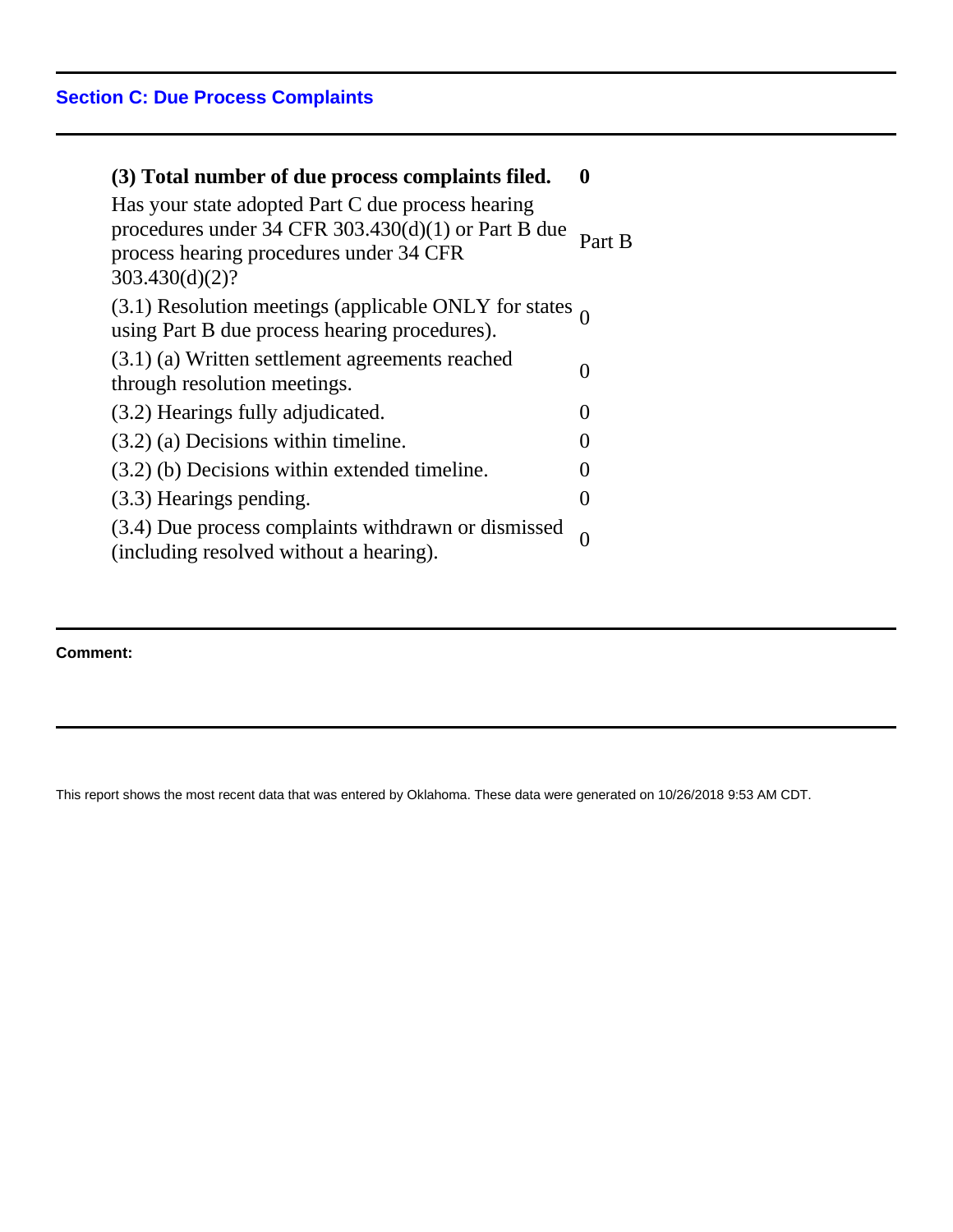## Section C: Due Process Complaints

| | |
|---|---|
| **(3) Total number of due process complaints filed.** | **0** |
| Has your state adopted Part C due process hearing procedures under 34 CFR 303.430(d)(1) or Part B due process hearing procedures under 34 CFR 303.430(d)(2)? | Part B |
| (3.1) Resolution meetings (applicable ONLY for states using Part B due process hearing procedures). | 0 |
| (3.1) (a) Written settlement agreements reached through resolution meetings. | 0 |
| (3.2) Hearings fully adjudicated. | 0 |
| (3.2) (a) Decisions within timeline. | 0 |
| (3.2) (b) Decisions within extended timeline. | 0 |
| (3.3) Hearings pending. | 0 |
| (3.4) Due process complaints withdrawn or dismissed (including resolved without a hearing). | 0 |

**Comment:**

This report shows the most recent data that was entered by Oklahoma. These data were generated on 10/26/2018 9:53 AM CDT.